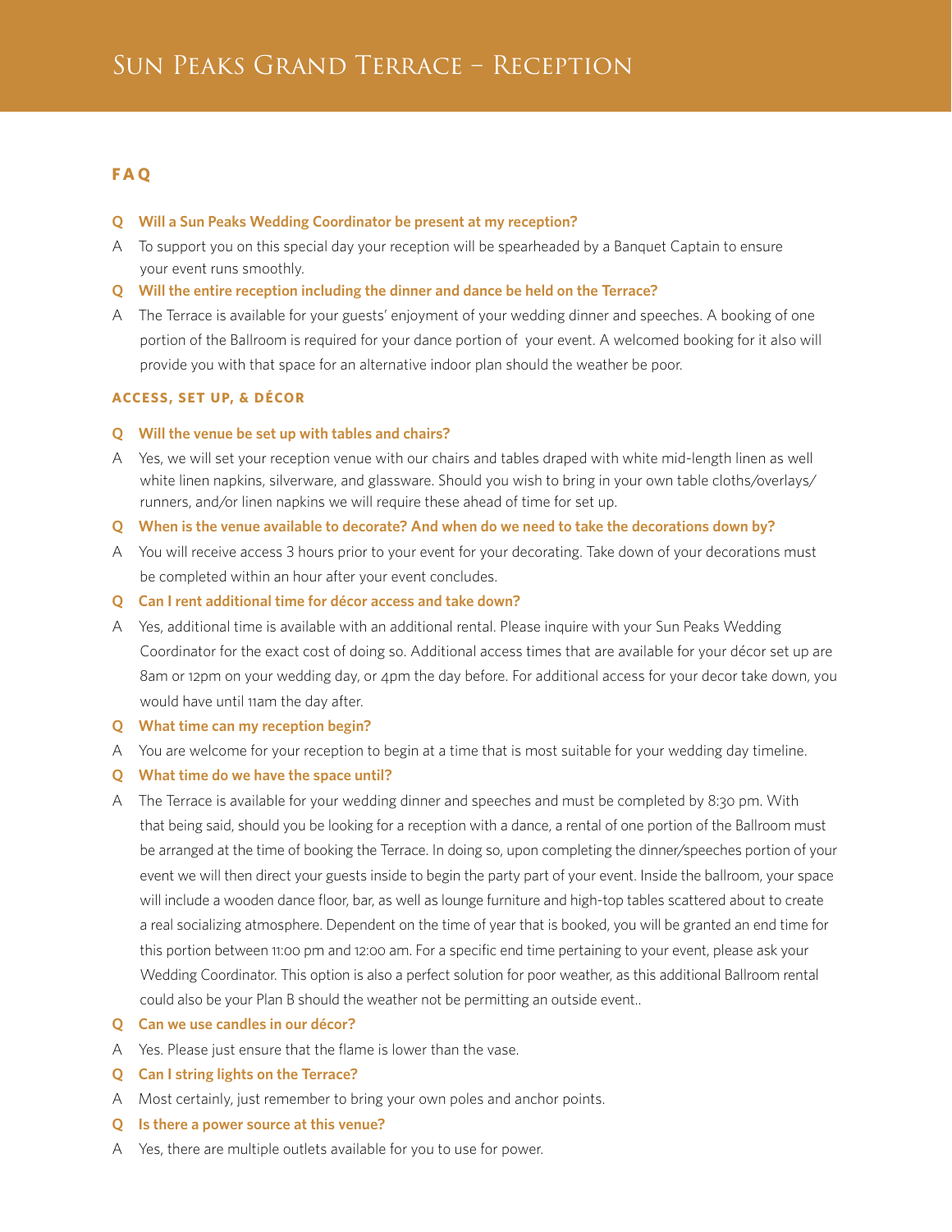# Sun Peaks Grand Terrace – Reception

## FAQ

**Q Will a Sun Peaks Wedding Coordinator be present at my reception?**

A To support you on this special day your reception will be spearheaded by a Banquet Captain to ensure your event runs smoothly.

**Q Will the entire reception including the dinner and dance be held on the Terrace?**

A The Terrace is available for your guests' enjoyment of your wedding dinner and speeches. A booking of one portion of the Ballroom is required for your dance portion of your event. A welcomed booking for it also will provide you with that space for an alternative indoor plan should the weather be poor.

### ACCESS, SET UP, & DÉCOR

**Q Will the venue be set up with tables and chairs?**

A Yes, we will set your reception venue with our chairs and tables draped with white mid-length linen as well white linen napkins, silverware, and glassware. Should you wish to bring in your own table cloths/overlays/runners, and/or linen napkins we will require these ahead of time for set up.

**Q When is the venue available to decorate? And when do we need to take the decorations down by?**

A You will receive access 3 hours prior to your event for your decorating. Take down of your decorations must be completed within an hour after your event concludes.

**Q Can I rent additional time for décor access and take down?**

A Yes, additional time is available with an additional rental. Please inquire with your Sun Peaks Wedding Coordinator for the exact cost of doing so. Additional access times that are available for your décor set up are 8am or 12pm on your wedding day, or 4pm the day before. For additional access for your decor take down, you would have until 11am the day after.

**Q What time can my reception begin?**

A You are welcome for your reception to begin at a time that is most suitable for your wedding day timeline.

**Q What time do we have the space until?**

A The Terrace is available for your wedding dinner and speeches and must be completed by 8:30 pm. With that being said, should you be looking for a reception with a dance, a rental of one portion of the Ballroom must be arranged at the time of booking the Terrace. In doing so, upon completing the dinner/speeches portion of your event we will then direct your guests inside to begin the party part of your event. Inside the ballroom, your space will include a wooden dance floor, bar, as well as lounge furniture and high-top tables scattered about to create a real socializing atmosphere. Dependent on the time of year that is booked, you will be granted an end time for this portion between 11:00 pm and 12:00 am. For a specific end time pertaining to your event, please ask your Wedding Coordinator. This option is also a perfect solution for poor weather, as this additional Ballroom rental could also be your Plan B should the weather not be permitting an outside event..

**Q Can we use candles in our décor?**

A Yes. Please just ensure that the flame is lower than the vase.

**Q Can I string lights on the Terrace?**

A Most certainly, just remember to bring your own poles and anchor points.

**Q Is there a power source at this venue?**

A Yes, there are multiple outlets available for you to use for power.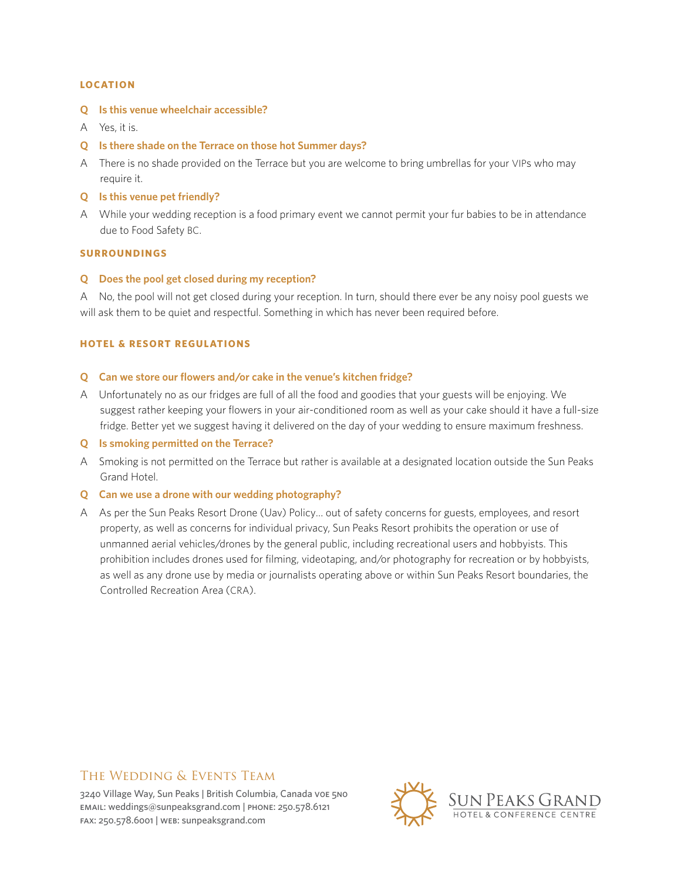## LOCATION

**Q Is this venue wheelchair accessible?**

A Yes, it is.

**Q Is there shade on the Terrace on those hot Summer days?**

A There is no shade provided on the Terrace but you are welcome to bring umbrellas for your VIPs who may require it.

**Q Is this venue pet friendly?**

A While your wedding reception is a food primary event we cannot permit your fur babies to be in attendance due to Food Safety BC.

## SURROUNDINGS

**Q Does the pool get closed during my reception?**

A No, the pool will not get closed during your reception. In turn, should there ever be any noisy pool guests we will ask them to be quiet and respectful. Something in which has never been required before.

## HOTEL & RESORT REGULATIONS

**Q Can we store our flowers and/or cake in the venue's kitchen fridge?**

A Unfortunately no as our fridges are full of all the food and goodies that your guests will be enjoying. We suggest rather keeping your flowers in your air-conditioned room as well as your cake should it have a full-size fridge. Better yet we suggest having it delivered on the day of your wedding to ensure maximum freshness.

**Q Is smoking permitted on the Terrace?**

A Smoking is not permitted on the Terrace but rather is available at a designated location outside the Sun Peaks Grand Hotel.

**Q Can we use a drone with our wedding photography?**

A As per the Sun Peaks Resort Drone (Uav) Policy… out of safety concerns for guests, employees, and resort property, as well as concerns for individual privacy, Sun Peaks Resort prohibits the operation or use of unmanned aerial vehicles/drones by the general public, including recreational users and hobbyists. This prohibition includes drones used for filming, videotaping, and/or photography for recreation or by hobbyists, as well as any drone use by media or journalists operating above or within Sun Peaks Resort boundaries, the Controlled Recreation Area (CRA).

THE WEDDING & EVENTS TEAM

3240 Village Way, Sun Peaks | British Columbia, Canada V0E 5N0
EMAIL: weddings@sunpeaksgrand.com | PHONE: 250.578.6121
FAX: 250.578.6001 | WEB: sunpeaksgrand.com

SUN PEAKS GRAND
HOTEL & CONFERENCE CENTRE